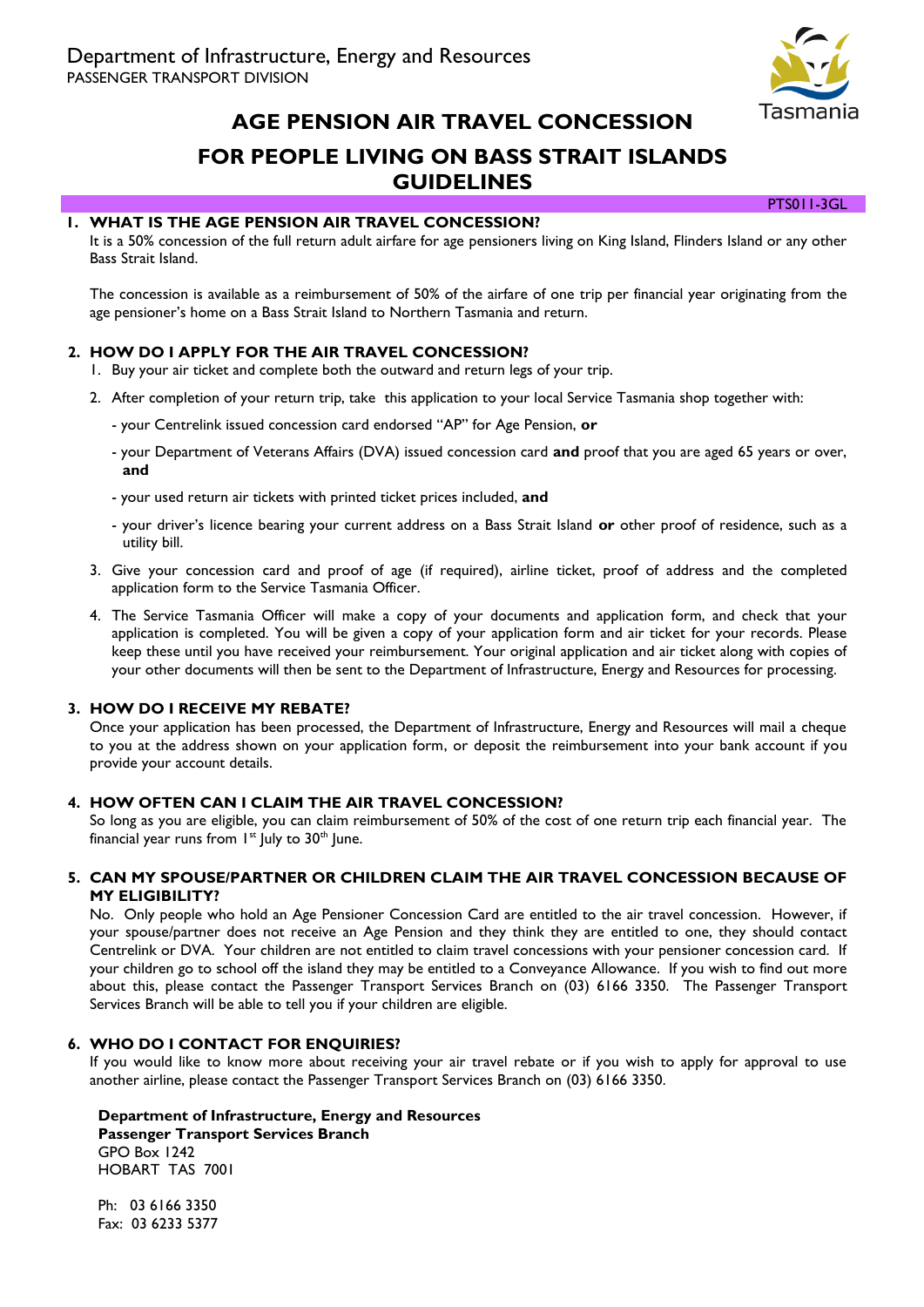Department of Infrastructure, Energy and Resources
PASSENGER TRANSPORT DIVISION

Tasmania

# AGE PENSION AIR TRAVEL CONCESSION
# FOR PEOPLE LIVING ON BASS STRAIT ISLANDS GUIDELINES

PTS011-3GL

## 1. WHAT IS THE AGE PENSION AIR TRAVEL CONCESSION?

It is a 50% concession of the full return adult airfare for age pensioners living on King Island, Flinders Island or any other Bass Strait Island.

The concession is available as a reimbursement of 50% of the airfare of one trip per financial year originating from the age pensioner's home on a Bass Strait Island to Northern Tasmania and return.

## 2. HOW DO I APPLY FOR THE AIR TRAVEL CONCESSION?

1. Buy your air ticket and complete both the outward and return legs of your trip.
2. After completion of your return trip, take this application to your local Service Tasmania shop together with:
   - your Centrelink issued concession card endorsed "AP" for Age Pension, **or**
   - your Department of Veterans Affairs (DVA) issued concession card **and** proof that you are aged 65 years or over, **and**
   - your used return air tickets with printed ticket prices included, **and**
   - your driver's licence bearing your current address on a Bass Strait Island **or** other proof of residence, such as a utility bill.
3. Give your concession card and proof of age (if required), airline ticket, proof of address and the completed application form to the Service Tasmania Officer.
4. The Service Tasmania Officer will make a copy of your documents and application form, and check that your application is completed. You will be given a copy of your application form and air ticket for your records. Please keep these until you have received your reimbursement. Your original application and air ticket along with copies of your other documents will then be sent to the Department of Infrastructure, Energy and Resources for processing.

## 3. HOW DO I RECEIVE MY REBATE?

Once your application has been processed, the Department of Infrastructure, Energy and Resources will mail a cheque to you at the address shown on your application form, or deposit the reimbursement into your bank account if you provide your account details.

## 4. HOW OFTEN CAN I CLAIM THE AIR TRAVEL CONCESSION?

So long as you are eligible, you can claim reimbursement of 50% of the cost of one return trip each financial year. The financial year runs from 1st July to 30th June.

## 5. CAN MY SPOUSE/PARTNER OR CHILDREN CLAIM THE AIR TRAVEL CONCESSION BECAUSE OF MY ELIGIBILITY?

No. Only people who hold an Age Pensioner Concession Card are entitled to the air travel concession. However, if your spouse/partner does not receive an Age Pension and they think they are entitled to one, they should contact Centrelink or DVA. Your children are not entitled to claim travel concessions with your pensioner concession card. If your children go to school off the island they may be entitled to a Conveyance Allowance. If you wish to find out more about this, please contact the Passenger Transport Services Branch on (03) 6166 3350. The Passenger Transport Services Branch will be able to tell you if your children are eligible.

## 6. WHO DO I CONTACT FOR ENQUIRIES?

If you would like to know more about receiving your air travel rebate or if you wish to apply for approval to use another airline, please contact the Passenger Transport Services Branch on (03) 6166 3350.

**Department of Infrastructure, Energy and Resources**
**Passenger Transport Services Branch**
GPO Box 1242
HOBART TAS 7001

Ph: 03 6166 3350
Fax: 03 6233 5377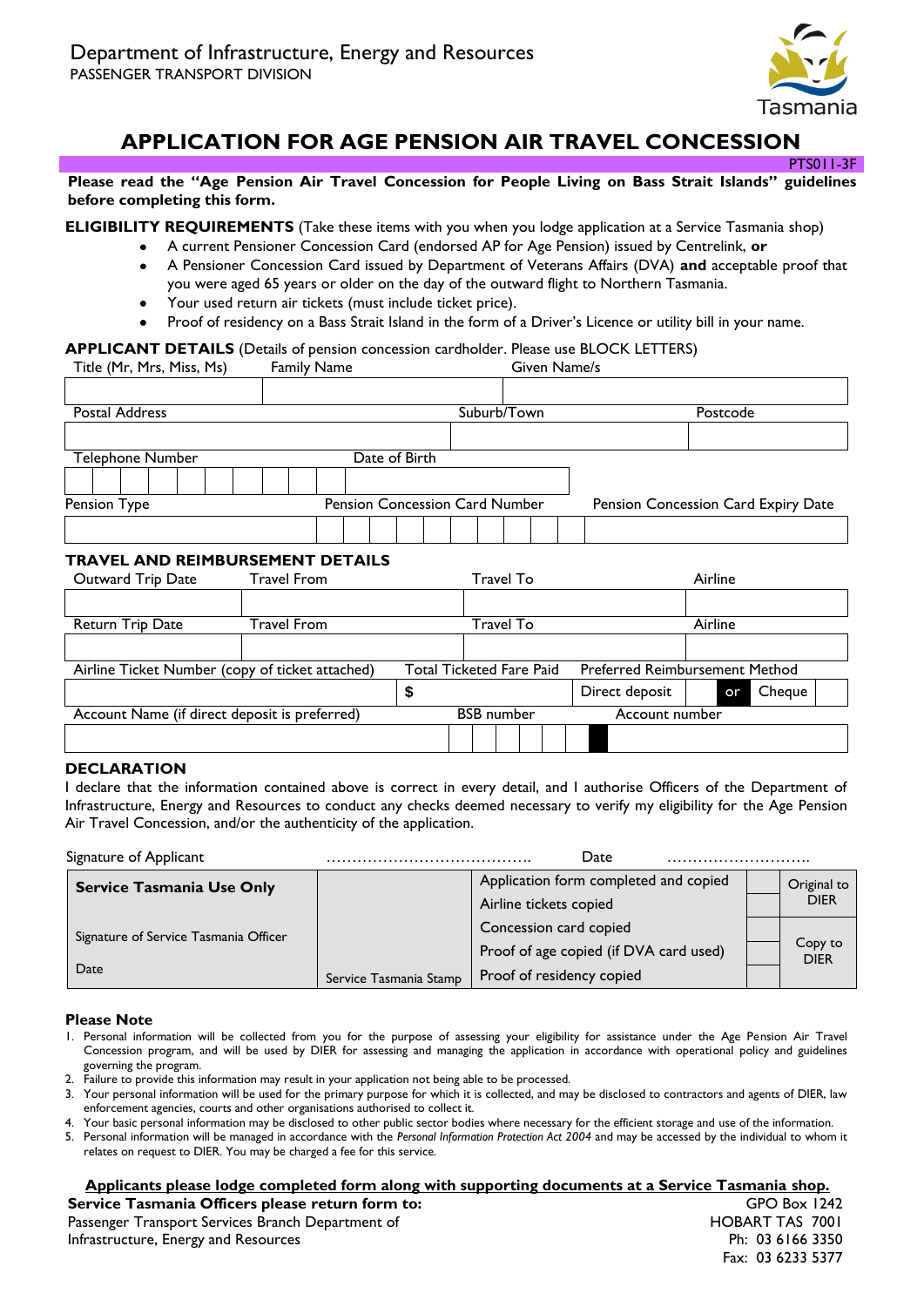Department of Infrastructure, Energy and Resources
PASSENGER TRANSPORT DIVISION

Tasmania

# APPLICATION FOR AGE PENSION AIR TRAVEL CONCESSION

PTS011-3F

**Please read the "Age Pension Air Travel Concession for People Living on Bass Strait Islands" guidelines before completing this form.**

**ELIGIBILITY REQUIREMENTS** (Take these items with you when you lodge application at a Service Tasmania shop)

- A current Pensioner Concession Card (endorsed AP for Age Pension) issued by Centrelink, **or**
- A Pensioner Concession Card issued by Department of Veterans Affairs (DVA) **and** acceptable proof that you were aged 65 years or older on the day of the outward flight to Northern Tasmania.
- Your used return air tickets (must include ticket price).
- Proof of residency on a Bass Strait Island in the form of a Driver's Licence or utility bill in your name.

**APPLICANT DETAILS** (Details of pension concession cardholder. Please use BLOCK LETTERS)

| Title (Mr, Mrs, Miss, Ms) | Family Name | Given Name/s |
|---|---|---|
| | | |

| Postal Address | Suburb/Town | Postcode |
|---|---|---|
| | | |

| Telephone Number | Date of Birth |
|---|---|
| | |

| Pension Type | Pension Concession Card Number | Pension Concession Card Expiry Date |
|---|---|---|
| | | |

## TRAVEL AND REIMBURSEMENT DETAILS

| Outward Trip Date | Travel From | Travel To | Airline |
|---|---|---|---|
| | | | |

| Return Trip Date | Travel From | Travel To | Airline |
|---|---|---|---|
| | | | |

| Airline Ticket Number (copy of ticket attached) | Total Ticketed Fare Paid | Preferred Reimbursement Method |
|---|---|---|
| | $ | Direct deposit ☐ or Cheque ☐ |

| Account Name (if direct deposit is preferred) | BSB number | Account number |
|---|---|---|
| | | |

## DECLARATION

I declare that the information contained above is correct in every detail, and I authorise Officers of the Department of Infrastructure, Energy and Resources to conduct any checks deemed necessary to verify my eligibility for the Age Pension Air Travel Concession, and/or the authenticity of the application.

Signature of Applicant ………………………………….. Date ……………………….

| **Service Tasmania Use Only** | | | | |
|---|---|---|---|---|
| | | Application form completed and copied | | Original to DIER |
| | | Airline tickets copied | | |
| Signature of Service Tasmania Officer | | Concession card copied | | Copy to DIER |
| | | Proof of age copied (if DVA card used) | | |
| Date | Service Tasmania Stamp | Proof of residency copied | | |

### Please Note

1. Personal information will be collected from you for the purpose of assessing your eligibility for assistance under the Age Pension Air Travel Concession program, and will be used by DIER for assessing and managing the application in accordance with operational policy and guidelines governing the program.
2. Failure to provide this information may result in your application not being able to be processed.
3. Your personal information will be used for the primary purpose for which it is collected, and may be disclosed to contractors and agents of DIER, law enforcement agencies, courts and other organisations authorised to collect it.
4. Your basic personal information may be disclosed to other public sector bodies where necessary for the efficient storage and use of the information.
5. Personal information will be managed in accordance with the *Personal Information Protection Act 2004* and may be accessed by the individual to whom it relates on request to DIER. You may be charged a fee for this service.

**Applicants please lodge completed form along with supporting documents at a Service Tasmania shop.**

**Service Tasmania Officers please return form to:**
Passenger Transport Services Branch Department of Infrastructure, Energy and Resources

GPO Box 1242
HOBART TAS 7001
Ph: 03 6166 3350
Fax: 03 6233 5377